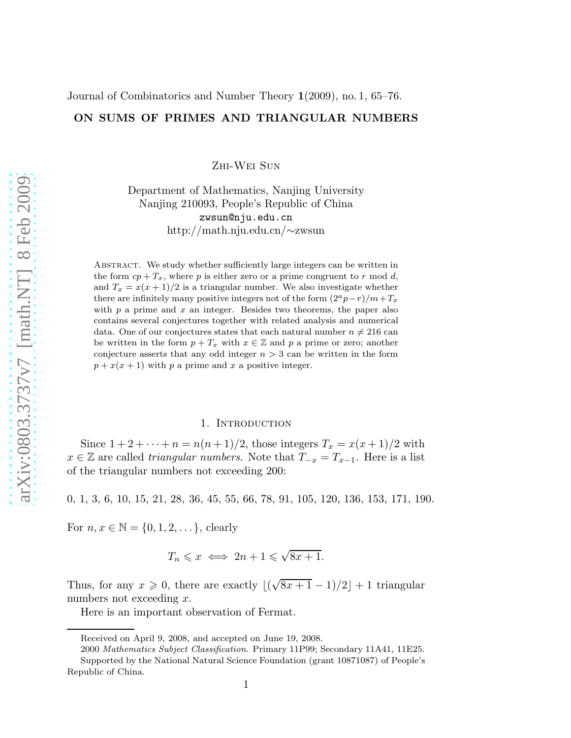Journal of Combinatorics and Number Theory **1**(2009), no. 1, 65–76.

# ON SUMS OF PRIMES AND TRIANGULAR NUMBERS

Zhi-Wei Sun

Department of Mathematics, Nanjing University
Nanjing 210093, People's Republic of China
zwsun@nju.edu.cn
http://math.nju.edu.cn/∼zwsun

Abstract. We study whether sufficiently large integers can be written in the form $cp + T_x$, where $p$ is either zero or a prime congruent to $r$ mod $d$, and $T_x = x(x+1)/2$ is a triangular number. We also investigate whether there are infinitely many positive integers not of the form $(2^a p - r)/m + T_x$ with $p$ a prime and $x$ an integer. Besides two theorems, the paper also contains several conjectures together with related analysis and numerical data. One of our conjectures states that each natural number $n \neq 216$ can be written in the form $p + T_x$ with $x \in \mathbb{Z}$ and $p$ a prime or zero; another conjecture asserts that any odd integer $n > 3$ can be written in the form $p + x(x+1)$ with $p$ a prime and $x$ a positive integer.

## 1. Introduction

Since $1 + 2 + \cdots + n = n(n+1)/2$, those integers $T_x = x(x+1)/2$ with $x \in \mathbb{Z}$ are called *triangular numbers*. Note that $T_{-x} = T_{x-1}$. Here is a list of the triangular numbers not exceeding 200:

0, 1, 3, 6, 10, 15, 21, 28, 36, 45, 55, 66, 78, 91, 105, 120, 136, 153, 171, 190.

For $n, x \in \mathbb{N} = \{0, 1, 2, \ldots\}$, clearly

$$T_n \leqslant x \iff 2n + 1 \leqslant \sqrt{8x+1}.$$

Thus, for any $x \geqslant 0$, there are exactly $\lfloor (\sqrt{8x+1} - 1)/2 \rfloor + 1$ triangular numbers not exceeding $x$.

Here is an important observation of Fermat.

---

Received on April 9, 2008, and accepted on June 19, 2008.

2000 *Mathematics Subject Classification*. Primary 11P99; Secondary 11A41, 11E25.

Supported by the National Natural Science Foundation (grant 10871087) of People's Republic of China.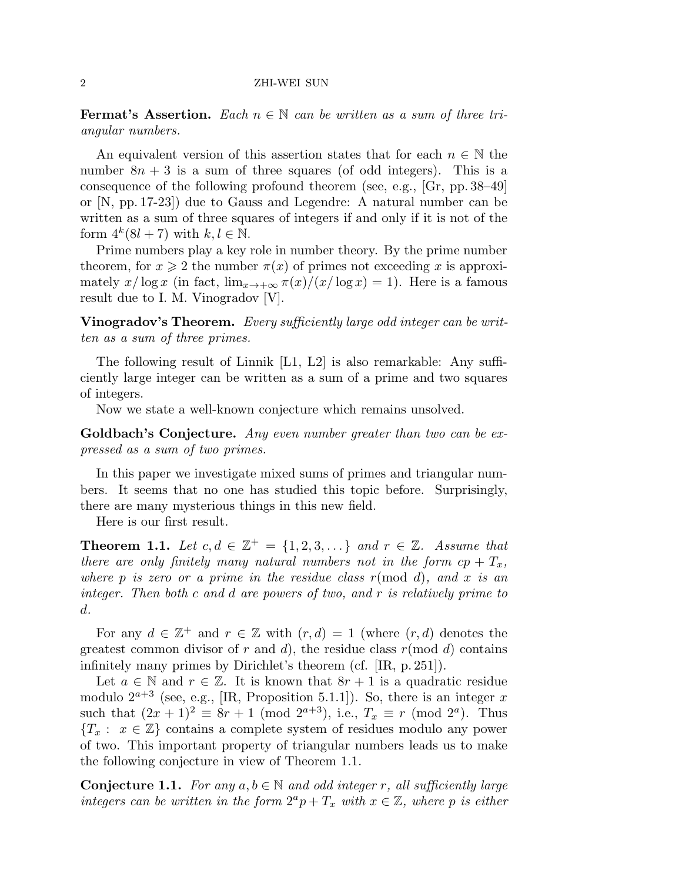**Fermat's Assertion.** *Each $n \in \mathbb{N}$ can be written as a sum of three triangular numbers.*

An equivalent version of this assertion states that for each $n \in \mathbb{N}$ the number $8n + 3$ is a sum of three squares (of odd integers). This is a consequence of the following profound theorem (see, e.g., [Gr, pp. 38–49] or [N, pp. 17-23]) due to Gauss and Legendre: A natural number can be written as a sum of three squares of integers if and only if it is not of the form $4^k(8l + 7)$ with $k, l \in \mathbb{N}$.

Prime numbers play a key role in number theory. By the prime number theorem, for $x \geqslant 2$ the number $\pi(x)$ of primes not exceeding $x$ is approximately $x/\log x$ (in fact, $\lim_{x\to+\infty} \pi(x)/(x/\log x) = 1$). Here is a famous result due to I. M. Vinogradov [V].

**Vinogradov's Theorem.** *Every sufficiently large odd integer can be written as a sum of three primes.*

The following result of Linnik [L1, L2] is also remarkable: Any sufficiently large integer can be written as a sum of a prime and two squares of integers.

Now we state a well-known conjecture which remains unsolved.

**Goldbach's Conjecture.** *Any even number greater than two can be expressed as a sum of two primes.*

In this paper we investigate mixed sums of primes and triangular numbers. It seems that no one has studied this topic before. Surprisingly, there are many mysterious things in this new field.

Here is our first result.

**Theorem 1.1.** *Let $c, d \in \mathbb{Z}^+ = \{1, 2, 3, \ldots\}$ and $r \in \mathbb{Z}$. Assume that there are only finitely many natural numbers not in the form $cp + T_x$, where $p$ is zero or a prime in the residue class $r \pmod d$, and $x$ is an integer. Then both $c$ and $d$ are powers of two, and $r$ is relatively prime to $d$.*

For any $d \in \mathbb{Z}^+$ and $r \in \mathbb{Z}$ with $(r, d) = 1$ (where $(r, d)$ denotes the greatest common divisor of $r$ and $d$), the residue class $r \pmod d$ contains infinitely many primes by Dirichlet's theorem (cf. [IR, p. 251]).

Let $a \in \mathbb{N}$ and $r \in \mathbb{Z}$. It is known that $8r + 1$ is a quadratic residue modulo $2^{a+3}$ (see, e.g., [IR, Proposition 5.1.1]). So, there is an integer $x$ such that $(2x + 1)^2 \equiv 8r + 1 \pmod{2^{a+3}}$, i.e., $T_x \equiv r \pmod{2^a}$. Thus $\{T_x : x \in \mathbb{Z}\}$ contains a complete system of residues modulo any power of two. This important property of triangular numbers leads us to make the following conjecture in view of Theorem 1.1.

**Conjecture 1.1.** *For any $a, b \in \mathbb{N}$ and odd integer $r$, all sufficiently large integers can be written in the form $2^a p + T_x$ with $x \in \mathbb{Z}$, where $p$ is either*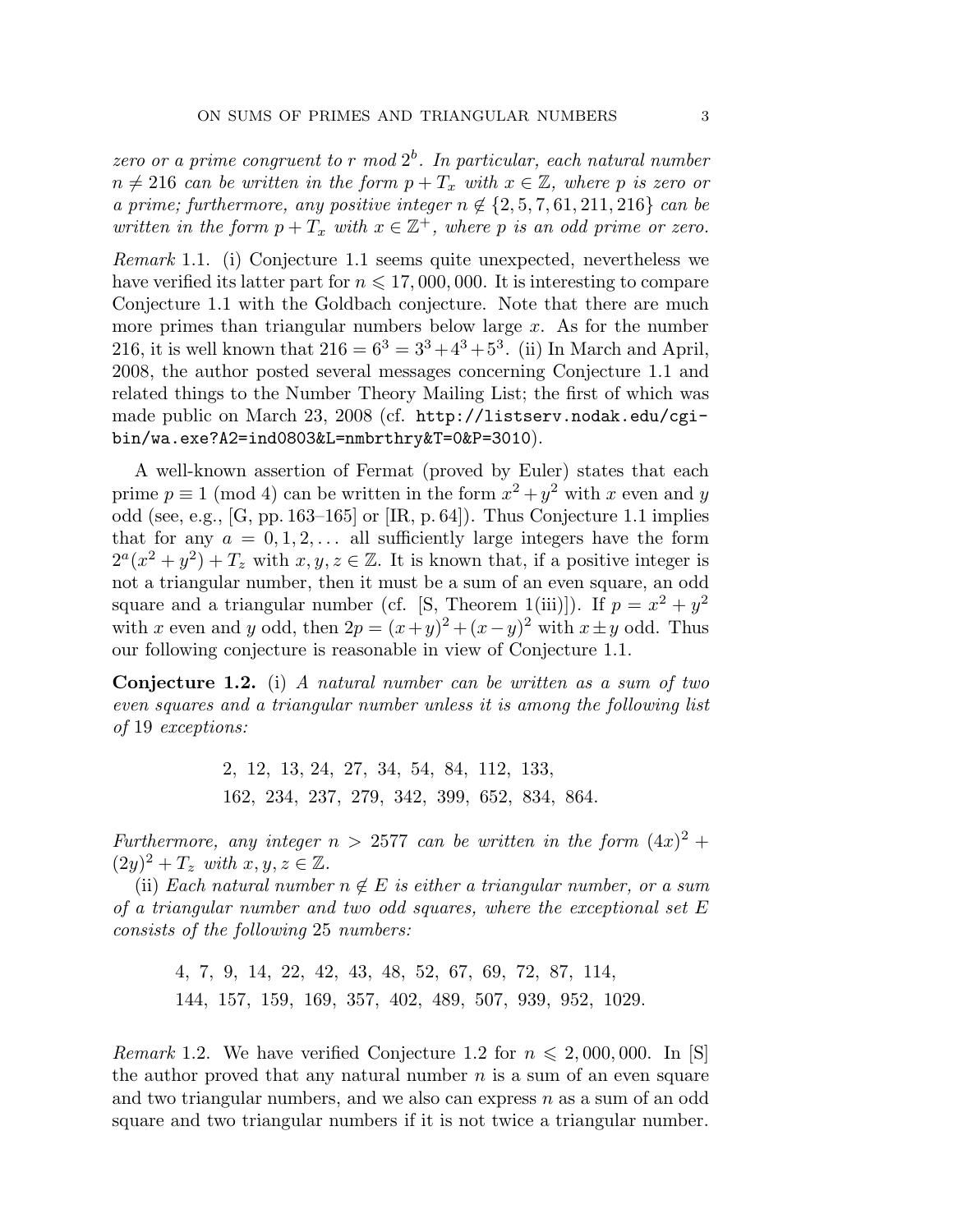*zero or a prime congruent to $r$ mod $2^b$. In particular, each natural number $n \neq 216$ can be written in the form $p + T_x$ with $x \in \mathbb{Z}$, where $p$ is zero or a prime; furthermore, any positive integer $n \notin \{2, 5, 7, 61, 211, 216\}$ can be written in the form $p + T_x$ with $x \in \mathbb{Z}^+$, where $p$ is an odd prime or zero.*

*Remark* 1.1. (i) Conjecture 1.1 seems quite unexpected, nevertheless we have verified its latter part for $n \leqslant 17{,}000{,}000$. It is interesting to compare Conjecture 1.1 with the Goldbach conjecture. Note that there are much more primes than triangular numbers below large $x$. As for the number 216, it is well known that $216 = 6^3 = 3^3 + 4^3 + 5^3$. (ii) In March and April, 2008, the author posted several messages concerning Conjecture 1.1 and related things to the Number Theory Mailing List; the first of which was made public on March 23, 2008 (cf. `http://listserv.nodak.edu/cgi-bin/wa.exe?A2=ind0803&L=nmbrthry&T=0&P=3010`).

A well-known assertion of Fermat (proved by Euler) states that each prime $p \equiv 1 \pmod 4$ can be written in the form $x^2 + y^2$ with $x$ even and $y$ odd (see, e.g., [G, pp. 163–165] or [IR, p. 64]). Thus Conjecture 1.1 implies that for any $a = 0, 1, 2, \ldots$ all sufficiently large integers have the form $2^a(x^2 + y^2) + T_z$ with $x, y, z \in \mathbb{Z}$. It is known that, if a positive integer is not a triangular number, then it must be a sum of an even square, an odd square and a triangular number (cf. [S, Theorem 1(iii)]). If $p = x^2 + y^2$ with $x$ even and $y$ odd, then $2p = (x+y)^2 + (x-y)^2$ with $x \pm y$ odd. Thus our following conjecture is reasonable in view of Conjecture 1.1.

**Conjecture 1.2.** (i) *A natural number can be written as a sum of two even squares and a triangular number unless it is among the following list of* 19 *exceptions:*

$$2,\ 12,\ 13,\ 24,\ 27,\ 34,\ 54,\ 84,\ 112,\ 133,$$
$$162,\ 234,\ 237,\ 279,\ 342,\ 399,\ 652,\ 834,\ 864.$$

*Furthermore, any integer $n > 2577$ can be written in the form $(4x)^2 + (2y)^2 + T_z$ with $x, y, z \in \mathbb{Z}$.*

(ii) *Each natural number $n \notin E$ is either a triangular number, or a sum of a triangular number and two odd squares, where the exceptional set $E$ consists of the following* 25 *numbers:*

$$4,\ 7,\ 9,\ 14,\ 22,\ 42,\ 43,\ 48,\ 52,\ 67,\ 69,\ 72,\ 87,\ 114,$$
$$144,\ 157,\ 159,\ 169,\ 357,\ 402,\ 489,\ 507,\ 939,\ 952,\ 1029.$$

*Remark* 1.2. We have verified Conjecture 1.2 for $n \leqslant 2{,}000{,}000$. In [S] the author proved that any natural number $n$ is a sum of an even square and two triangular numbers, and we also can express $n$ as a sum of an odd square and two triangular numbers if it is not twice a triangular number.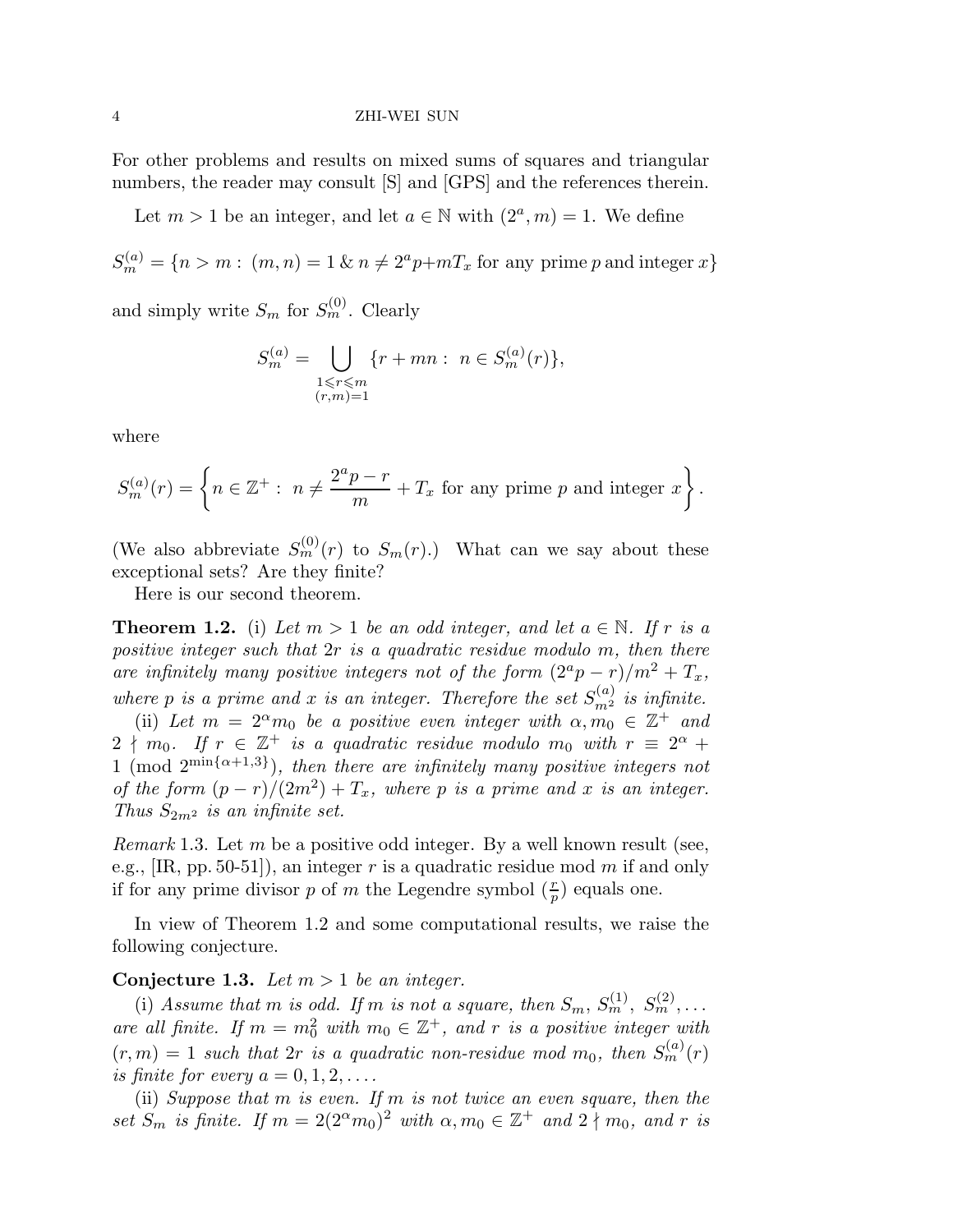For other problems and results on mixed sums of squares and triangular numbers, the reader may consult [S] and [GPS] and the references therein.

Let $m > 1$ be an integer, and let $a \in \mathbb{N}$ with $(2^a, m) = 1$. We define

$$S_m^{(a)} = \{n > m :\ (m, n) = 1 \ \&\ n \neq 2^a p + mT_x \text{ for any prime } p \text{ and integer } x\}$$

and simply write $S_m$ for $S_m^{(0)}$. Clearly

$$S_m^{(a)} = \bigcup_{\substack{1 \leqslant r \leqslant m \\ (r,m)=1}} \{r + mn :\ n \in S_m^{(a)}(r)\},$$

where

$$S_m^{(a)}(r) = \left\{ n \in \mathbb{Z}^+ :\ n \neq \frac{2^a p - r}{m} + T_x \text{ for any prime } p \text{ and integer } x \right\}.$$

(We also abbreviate $S_m^{(0)}(r)$ to $S_m(r)$.) What can we say about these exceptional sets? Are they finite?

Here is our second theorem.

**Theorem 1.2.** (i) *Let $m > 1$ be an odd integer, and let $a \in \mathbb{N}$. If $r$ is a positive integer such that $2r$ is a quadratic residue modulo $m$, then there are infinitely many positive integers not of the form $(2^a p - r)/m^2 + T_x$, where $p$ is a prime and $x$ is an integer. Therefore the set $S_{m^2}^{(a)}$ is infinite.*

(ii) *Let $m = 2^\alpha m_0$ be a positive even integer with $\alpha, m_0 \in \mathbb{Z}^+$ and $2 \nmid m_0$. If $r \in \mathbb{Z}^+$ is a quadratic residue modulo $m_0$ with $r \equiv 2^\alpha + 1 \pmod{2^{\min\{\alpha+1,3\}}}$, then there are infinitely many positive integers not of the form $(p - r)/(2m^2) + T_x$, where $p$ is a prime and $x$ is an integer. Thus $S_{2m^2}$ is an infinite set.*

*Remark* 1.3. Let $m$ be a positive odd integer. By a well known result (see, e.g., [IR, pp. 50-51]), an integer $r$ is a quadratic residue mod $m$ if and only if for any prime divisor $p$ of $m$ the Legendre symbol $(\frac{r}{p})$ equals one.

In view of Theorem 1.2 and some computational results, we raise the following conjecture.

**Conjecture 1.3.** *Let $m > 1$ be an integer.*

(i) *Assume that $m$ is odd. If $m$ is not a square, then $S_m$, $S_m^{(1)}$, $S_m^{(2)}, \ldots$ are all finite. If $m = m_0^2$ with $m_0 \in \mathbb{Z}^+$, and $r$ is a positive integer with $(r, m) = 1$ such that $2r$ is a quadratic non-residue mod $m_0$, then $S_m^{(a)}(r)$ is finite for every $a = 0, 1, 2, \ldots$.*

(ii) *Suppose that $m$ is even. If $m$ is not twice an even square, then the set $S_m$ is finite. If $m = 2(2^\alpha m_0)^2$ with $\alpha, m_0 \in \mathbb{Z}^+$ and $2 \nmid m_0$, and $r$ is*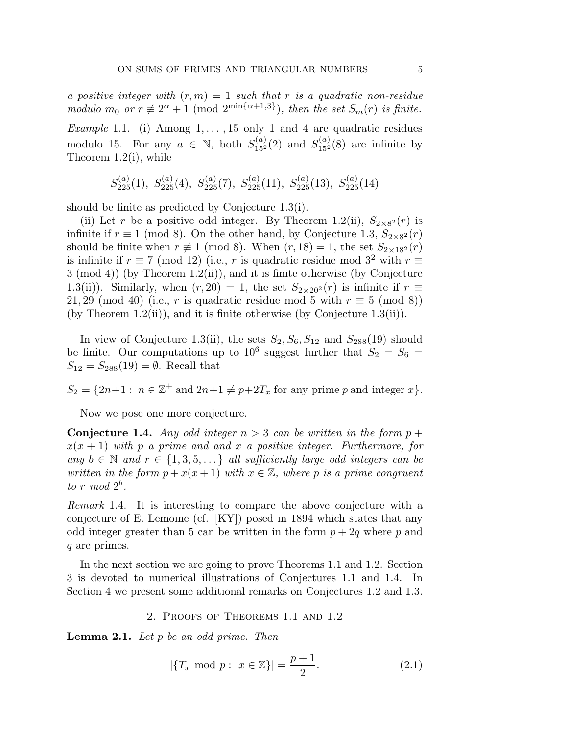*a positive integer with $(r, m) = 1$ such that $r$ is a quadratic non-residue modulo $m_0$ or $r \not\equiv 2^{\alpha} + 1 \pmod{2^{\min\{\alpha+1,3\}}}$), then the set $S_m(r)$ is finite.*

*Example* 1.1. (i) Among $1, \ldots, 15$ only 1 and 4 are quadratic residues modulo 15. For any $a \in \mathbb{N}$, both $S_{15^2}^{(a)}(2)$ and $S_{15^2}^{(a)}(8)$ are infinite by Theorem 1.2(i), while

$$S_{225}^{(a)}(1),\ S_{225}^{(a)}(4),\ S_{225}^{(a)}(7),\ S_{225}^{(a)}(11),\ S_{225}^{(a)}(13),\ S_{225}^{(a)}(14)$$

should be finite as predicted by Conjecture 1.3(i).

(ii) Let $r$ be a positive odd integer. By Theorem 1.2(ii), $S_{2\times 8^2}(r)$ is infinite if $r \equiv 1 \pmod 8$. On the other hand, by Conjecture 1.3, $S_{2\times 8^2}(r)$ should be finite when $r \not\equiv 1 \pmod 8$. When $(r, 18) = 1$, the set $S_{2\times 18^2}(r)$ is infinite if $r \equiv 7 \pmod{12}$ (i.e., $r$ is quadratic residue mod $3^2$ with $r \equiv 3 \pmod 4$) (by Theorem 1.2(ii)), and it is finite otherwise (by Conjecture 1.3(ii)). Similarly, when $(r, 20) = 1$, the set $S_{2\times 20^2}(r)$ is infinite if $r \equiv 21, 29 \pmod{40}$ (i.e., $r$ is quadratic residue mod 5 with $r \equiv 5 \pmod 8$) (by Theorem 1.2(ii)), and it is finite otherwise (by Conjecture 1.3(ii)).

In view of Conjecture 1.3(ii), the sets $S_2, S_6, S_{12}$ and $S_{288}(19)$ should be finite. Our computations up to $10^6$ suggest further that $S_2 = S_6 = S_{12} = S_{288}(19) = \emptyset$. Recall that

$$S_2 = \{2n+1 :\ n \in \mathbb{Z}^+ \text{ and } 2n+1 \neq p+2T_x \text{ for any prime } p \text{ and integer } x\}.$$

Now we pose one more conjecture.

**Conjecture 1.4.** *Any odd integer $n > 3$ can be written in the form $p + x(x+1)$ with $p$ a prime and and $x$ a positive integer. Furthermore, for any $b \in \mathbb{N}$ and $r \in \{1, 3, 5, \ldots\}$ all sufficiently large odd integers can be written in the form $p + x(x+1)$ with $x \in \mathbb{Z}$, where $p$ is a prime congruent to $r$ mod $2^b$.*

*Remark* 1.4. It is interesting to compare the above conjecture with a conjecture of E. Lemoine (cf. [KY]) posed in 1894 which states that any odd integer greater than 5 can be written in the form $p + 2q$ where $p$ and $q$ are primes.

In the next section we are going to prove Theorems 1.1 and 1.2. Section 3 is devoted to numerical illustrations of Conjectures 1.1 and 1.4. In Section 4 we present some additional remarks on Conjectures 1.2 and 1.3.

## 2. Proofs of Theorems 1.1 and 1.2

**Lemma 2.1.** *Let $p$ be an odd prime. Then*

$$|\{T_x \bmod p :\ x \in \mathbb{Z}\}| = \frac{p+1}{2}. \tag{2.1}$$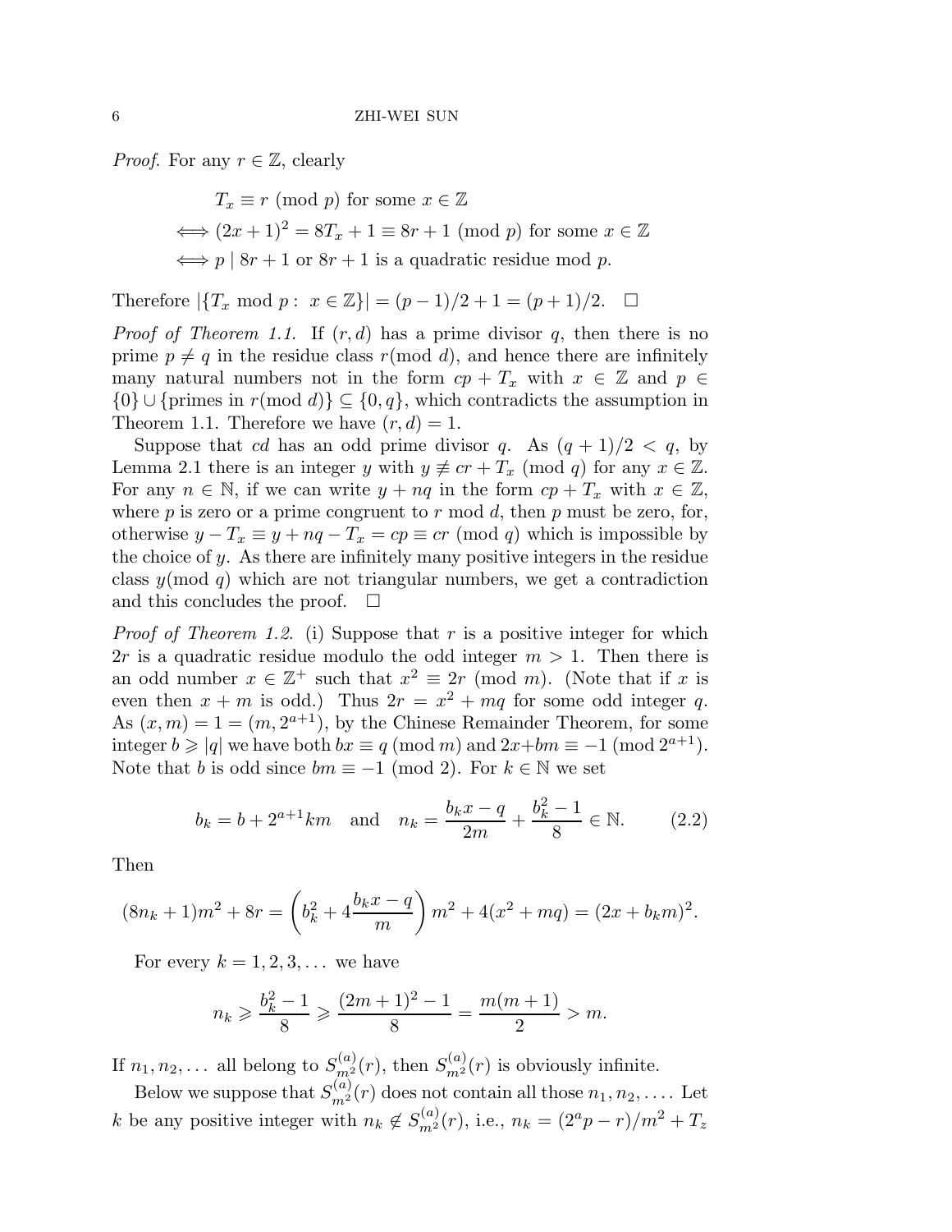*Proof*. For any $r \in \mathbb{Z}$, clearly

$$\begin{aligned}
&T_x \equiv r \pmod{p} \text{ for some } x \in \mathbb{Z} \\
\iff &(2x+1)^2 = 8T_x + 1 \equiv 8r + 1 \pmod{p} \text{ for some } x \in \mathbb{Z} \\
\iff &p \mid 8r + 1 \text{ or } 8r + 1 \text{ is a quadratic residue mod } p.
\end{aligned}$$

Therefore $|\{T_x \bmod p :\ x \in \mathbb{Z}\}| = (p-1)/2 + 1 = (p+1)/2$. $\square$

*Proof of Theorem 1.1.* If $(r, d)$ has a prime divisor $q$, then there is no prime $p \neq q$ in the residue class $r (\bmod\ d)$, and hence there are infinitely many natural numbers not in the form $cp + T_x$ with $x \in \mathbb{Z}$ and $p \in \{0\} \cup \{\text{primes in } r(\bmod\ d)\} \subseteq \{0, q\}$, which contradicts the assumption in Theorem 1.1. Therefore we have $(r, d) = 1$.

Suppose that $cd$ has an odd prime divisor $q$. As $(q+1)/2 < q$, by Lemma 2.1 there is an integer $y$ with $y \not\equiv cr + T_x \pmod{q}$ for any $x \in \mathbb{Z}$. For any $n \in \mathbb{N}$, if we can write $y + nq$ in the form $cp + T_x$ with $x \in \mathbb{Z}$, where $p$ is zero or a prime congruent to $r$ mod $d$, then $p$ must be zero, for, otherwise $y - T_x \equiv y + nq - T_x = cp \equiv cr \pmod{q}$ which is impossible by the choice of $y$. As there are infinitely many positive integers in the residue class $y (\bmod\ q)$ which are not triangular numbers, we get a contradiction and this concludes the proof. $\square$

*Proof of Theorem 1.2.* (i) Suppose that $r$ is a positive integer for which $2r$ is a quadratic residue modulo the odd integer $m > 1$. Then there is an odd number $x \in \mathbb{Z}^+$ such that $x^2 \equiv 2r \pmod{m}$. (Note that if $x$ is even then $x + m$ is odd.) Thus $2r = x^2 + mq$ for some odd integer $q$. As $(x, m) = 1 = (m, 2^{a+1})$, by the Chinese Remainder Theorem, for some integer $b \geqslant |q|$ we have both $bx \equiv q \pmod{m}$ and $2x + bm \equiv -1 \pmod{2^{a+1}}$. Note that $b$ is odd since $bm \equiv -1 \pmod{2}$. For $k \in \mathbb{N}$ we set

$$b_k = b + 2^{a+1}km \quad \text{and} \quad n_k = \frac{b_k x - q}{2m} + \frac{b_k^2 - 1}{8} \in \mathbb{N}. \tag{2.2}$$

Then

$$(8n_k + 1)m^2 + 8r = \left(b_k^2 + 4\frac{b_k x - q}{m}\right)m^2 + 4(x^2 + mq) = (2x + b_k m)^2.$$

For every $k = 1, 2, 3, \ldots$ we have

$$n_k \geqslant \frac{b_k^2 - 1}{8} \geqslant \frac{(2m+1)^2 - 1}{8} = \frac{m(m+1)}{2} > m.$$

If $n_1, n_2, \ldots$ all belong to $S_{m^2}^{(a)}(r)$, then $S_{m^2}^{(a)}(r)$ is obviously infinite.

Below we suppose that $S_{m^2}^{(a)}(r)$ does not contain all those $n_1, n_2, \ldots$. Let $k$ be any positive integer with $n_k \notin S_{m^2}^{(a)}(r)$, i.e., $n_k = (2^a p - r)/m^2 + T_z$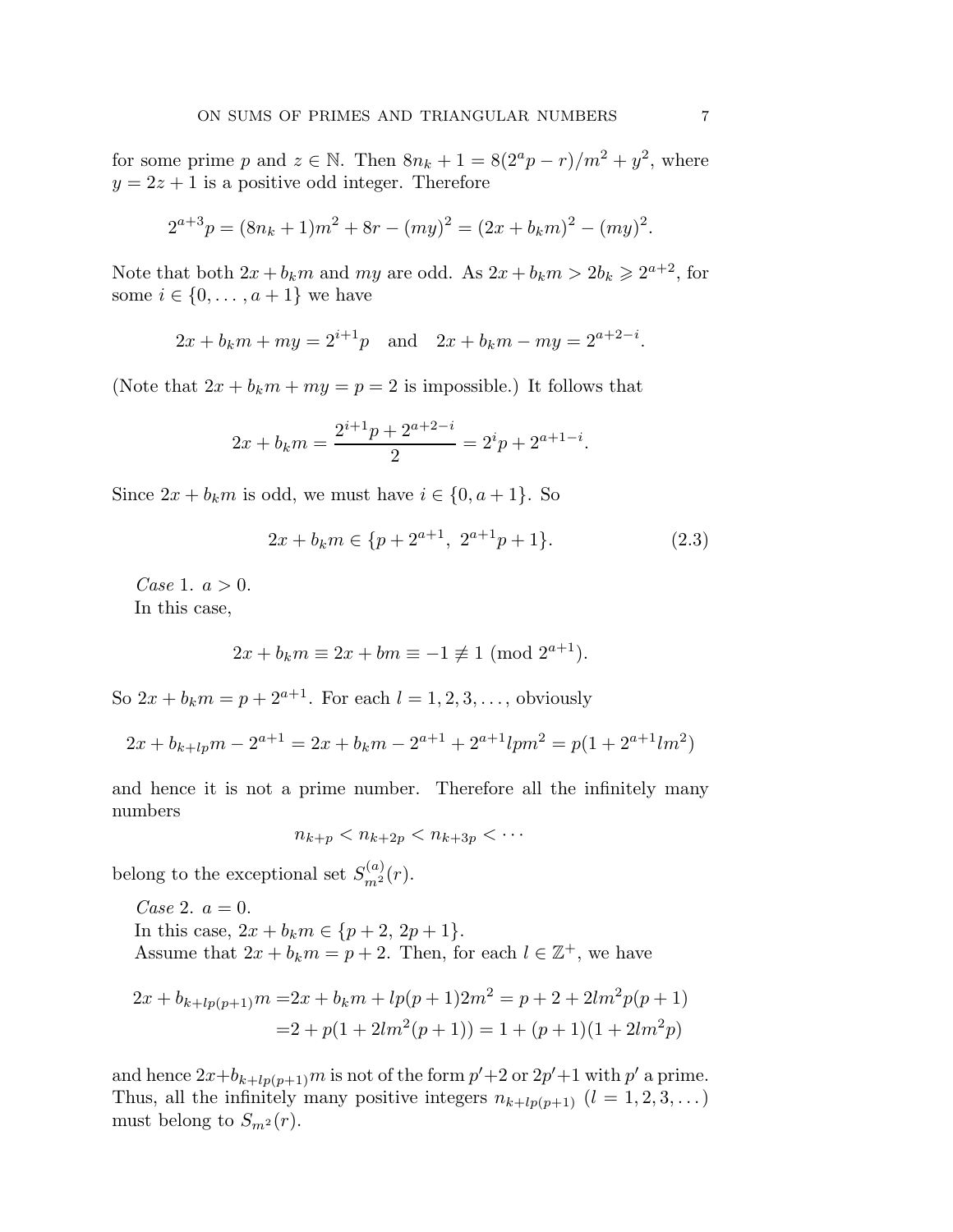for some prime $p$ and $z \in \mathbb{N}$. Then $8n_k + 1 = 8(2^a p - r)/m^2 + y^2$, where $y = 2z + 1$ is a positive odd integer. Therefore

$$2^{a+3}p = (8n_k + 1)m^2 + 8r - (my)^2 = (2x + b_k m)^2 - (my)^2.$$

Note that both $2x + b_k m$ and $my$ are odd. As $2x + b_k m > 2b_k \geqslant 2^{a+2}$, for some $i \in \{0, \ldots, a+1\}$ we have

$$2x + b_k m + my = 2^{i+1}p \quad \text{and} \quad 2x + b_k m - my = 2^{a+2-i}.$$

(Note that $2x + b_k m + my = p = 2$ is impossible.) It follows that

$$2x + b_k m = \frac{2^{i+1}p + 2^{a+2-i}}{2} = 2^i p + 2^{a+1-i}.$$

Since $2x + b_k m$ is odd, we must have $i \in \{0, a+1\}$. So

$$2x + b_k m \in \{p + 2^{a+1},\ 2^{a+1}p + 1\}. \tag{2.3}$$

*Case* 1. $a > 0$.

In this case,

$$2x + b_k m \equiv 2x + bm \equiv -1 \not\equiv 1 \pmod{2^{a+1}}.$$

So $2x + b_k m = p + 2^{a+1}$. For each $l = 1, 2, 3, \ldots$, obviously

$$2x + b_{k+lp}m - 2^{a+1} = 2x + b_k m - 2^{a+1} + 2^{a+1}lpm^2 = p(1 + 2^{a+1}lm^2)$$

and hence it is not a prime number. Therefore all the infinitely many numbers

$$n_{k+p} < n_{k+2p} < n_{k+3p} < \cdots$$

belong to the exceptional set $S^{(a)}_{m^2}(r)$.

*Case* 2. $a = 0$.

In this case, $2x + b_k m \in \{p + 2,\ 2p + 1\}$.

Assume that $2x + b_k m = p + 2$. Then, for each $l \in \mathbb{Z}^+$, we have

$$\begin{aligned}
2x + b_{k+lp(p+1)}m =& 2x + b_k m + lp(p+1)2m^2 = p + 2 + 2lm^2 p(p+1) \\
=& 2 + p(1 + 2lm^2(p+1)) = 1 + (p+1)(1 + 2lm^2 p)
\end{aligned}$$

and hence $2x + b_{k+lp(p+1)}m$ is not of the form $p'+2$ or $2p'+1$ with $p'$ a prime. Thus, all the infinitely many positive integers $n_{k+lp(p+1)}$ $(l = 1, 2, 3, \ldots)$ must belong to $S_{m^2}(r)$.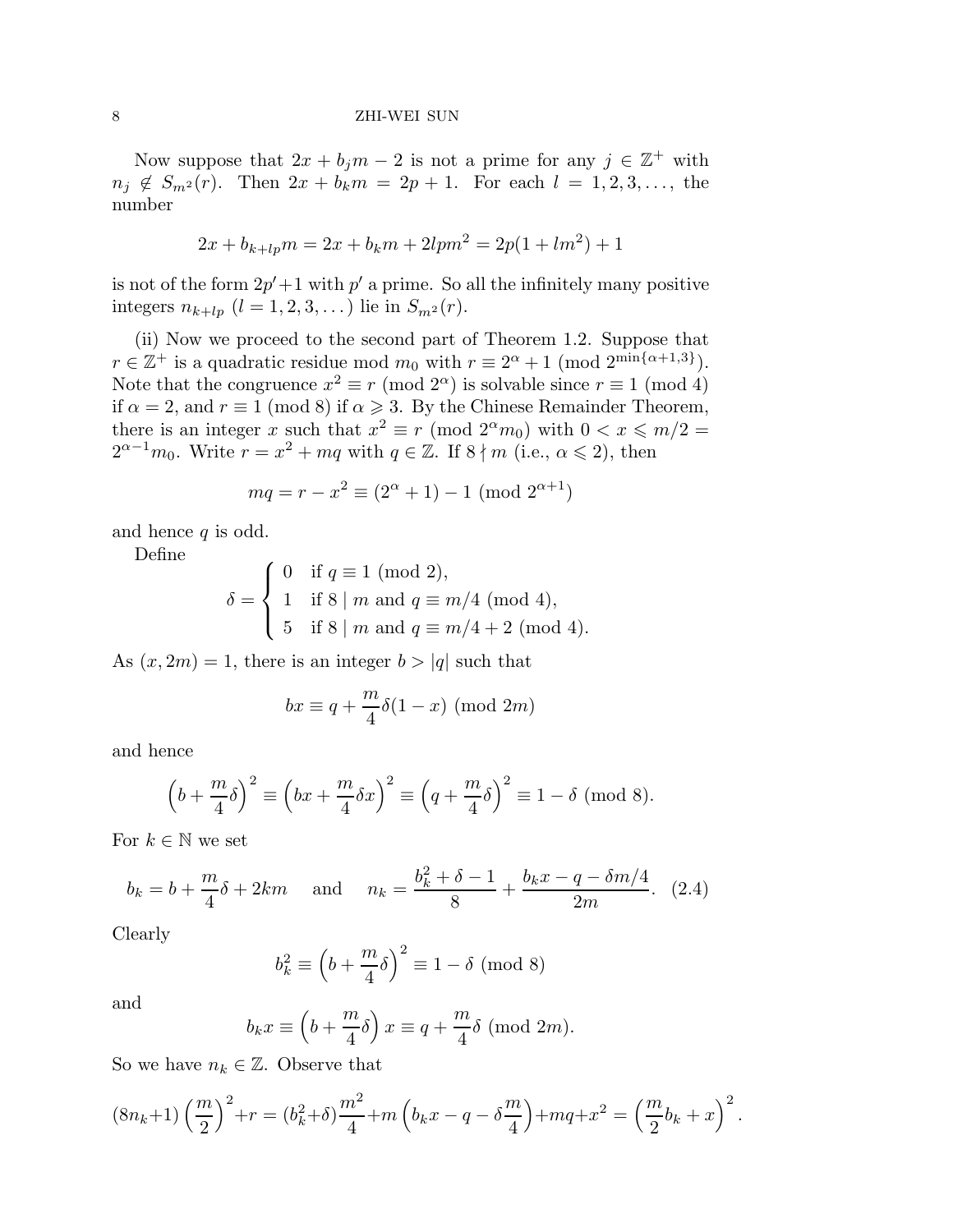Now suppose that $2x + b_j m - 2$ is not a prime for any $j \in \mathbb{Z}^+$ with $n_j \notin S_{m^2}(r)$. Then $2x + b_k m = 2p + 1$. For each $l = 1, 2, 3, \dots$, the number

$$2x + b_{k+lp}m = 2x + b_k m + 2lpm^2 = 2p(1 + lm^2) + 1$$

is not of the form $2p'+1$ with $p'$ a prime. So all the infinitely many positive integers $n_{k+lp}$ $(l = 1, 2, 3, \dots)$ lie in $S_{m^2}(r)$.

(ii) Now we proceed to the second part of Theorem 1.2. Suppose that $r \in \mathbb{Z}^+$ is a quadratic residue mod $m_0$ with $r \equiv 2^\alpha + 1 \pmod{2^{\min\{\alpha+1,3\}}}$. Note that the congruence $x^2 \equiv r \pmod{2^\alpha}$ is solvable since $r \equiv 1 \pmod 4$ if $\alpha = 2$, and $r \equiv 1 \pmod 8$ if $\alpha \geqslant 3$. By the Chinese Remainder Theorem, there is an integer $x$ such that $x^2 \equiv r \pmod{2^\alpha m_0}$ with $0 < x \leqslant m/2 = 2^{\alpha-1}m_0$. Write $r = x^2 + mq$ with $q \in \mathbb{Z}$. If $8 \nmid m$ (i.e., $\alpha \leqslant 2$), then

$$mq = r - x^2 \equiv (2^\alpha + 1) - 1 \pmod{2^{\alpha+1}}$$

and hence $q$ is odd.

Define

$$\delta = \begin{cases} 0 & \text{if } q \equiv 1 \pmod 2, \\ 1 & \text{if } 8 \mid m \text{ and } q \equiv m/4 \pmod 4, \\ 5 & \text{if } 8 \mid m \text{ and } q \equiv m/4 + 2 \pmod 4. \end{cases}$$

As $(x, 2m) = 1$, there is an integer $b > |q|$ such that

$$bx \equiv q + \frac{m}{4}\delta(1 - x) \pmod{2m}$$

and hence

$$\left(b + \frac{m}{4}\delta\right)^2 \equiv \left(bx + \frac{m}{4}\delta x\right)^2 \equiv \left(q + \frac{m}{4}\delta\right)^2 \equiv 1 - \delta \pmod 8.$$

For $k \in \mathbb{N}$ we set

$$b_k = b + \frac{m}{4}\delta + 2km \quad \text{and} \quad n_k = \frac{b_k^2 + \delta - 1}{8} + \frac{b_k x - q - \delta m/4}{2m}. \tag{2.4}$$

Clearly

$$b_k^2 \equiv \left(b + \frac{m}{4}\delta\right)^2 \equiv 1 - \delta \pmod 8$$

and

$$b_k x \equiv \left(b + \frac{m}{4}\delta\right) x \equiv q + \frac{m}{4}\delta \pmod{2m}.$$

So we have $n_k \in \mathbb{Z}$. Observe that

$$(8n_k+1)\left(\frac{m}{2}\right)^2 + r = (b_k^2+\delta)\frac{m^2}{4} + m\left(b_k x - q - \delta\frac{m}{4}\right) + mq + x^2 = \left(\frac{m}{2}b_k + x\right)^2.$$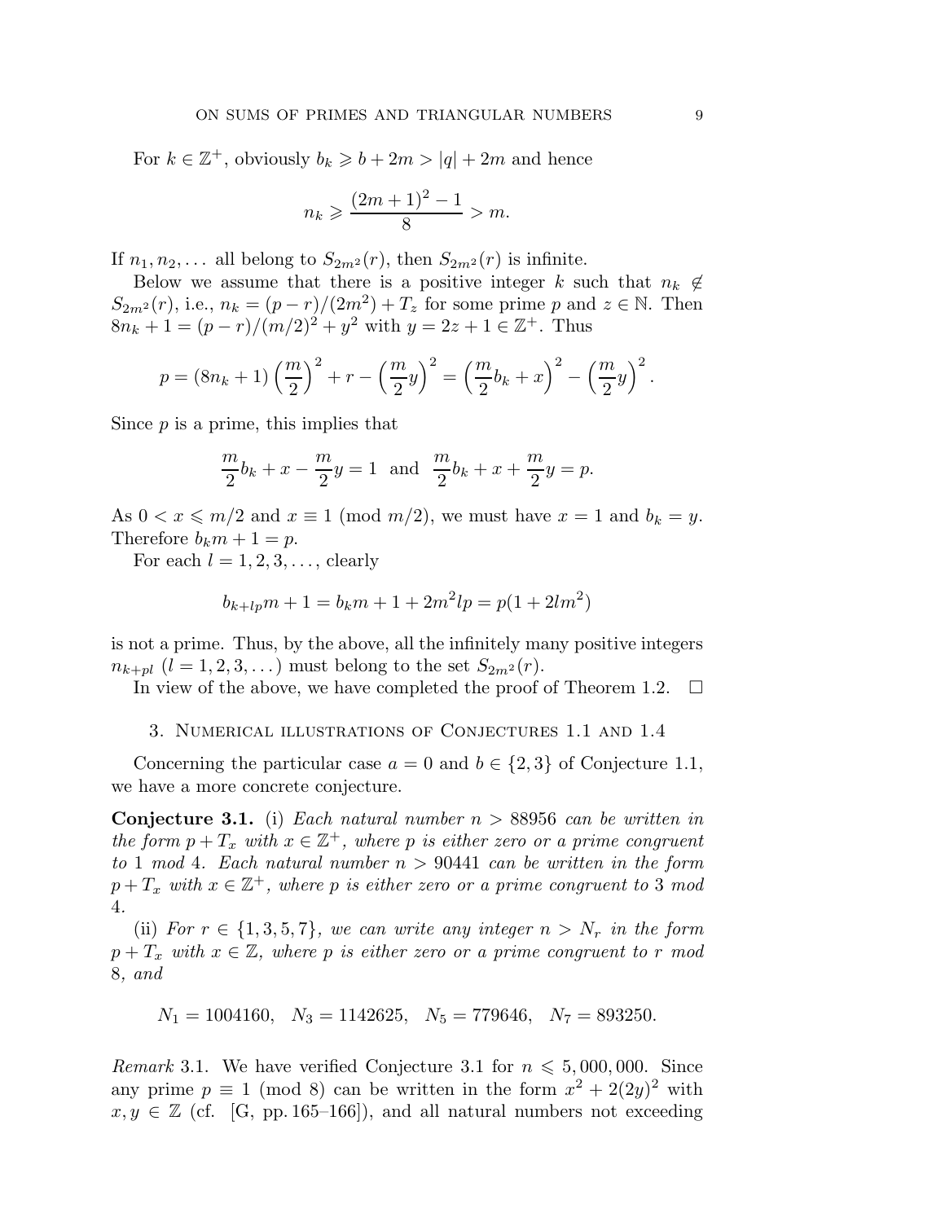For $k \in \mathbb{Z}^+$, obviously $b_k \geqslant b + 2m > |q| + 2m$ and hence

$$n_k \geqslant \frac{(2m+1)^2 - 1}{8} > m.$$

If $n_1, n_2, \ldots$ all belong to $S_{2m^2}(r)$, then $S_{2m^2}(r)$ is infinite.

Below we assume that there is a positive integer $k$ such that $n_k \notin S_{2m^2}(r)$, i.e., $n_k = (p - r)/(2m^2) + T_z$ for some prime $p$ and $z \in \mathbb{N}$. Then $8n_k + 1 = (p - r)/(m/2)^2 + y^2$ with $y = 2z + 1 \in \mathbb{Z}^+$. Thus

$$p = (8n_k + 1)\left(\frac{m}{2}\right)^2 + r - \left(\frac{m}{2}y\right)^2 = \left(\frac{m}{2}b_k + x\right)^2 - \left(\frac{m}{2}y\right)^2.$$

Since $p$ is a prime, this implies that

$$\frac{m}{2}b_k + x - \frac{m}{2}y = 1 \quad \text{and} \quad \frac{m}{2}b_k + x + \frac{m}{2}y = p.$$

As $0 < x \leqslant m/2$ and $x \equiv 1 \pmod{m/2}$, we must have $x = 1$ and $b_k = y$. Therefore $b_k m + 1 = p$.

For each $l = 1, 2, 3, \ldots$, clearly

$$b_{k+lp}m + 1 = b_k m + 1 + 2m^2 lp = p(1 + 2lm^2)$$

is not a prime. Thus, by the above, all the infinitely many positive integers $n_{k+pl}$ $(l = 1, 2, 3, \ldots)$ must belong to the set $S_{2m^2}(r)$.

In view of the above, we have completed the proof of Theorem 1.2. $\square$

## 3. Numerical illustrations of Conjectures 1.1 and 1.4

Concerning the particular case $a = 0$ and $b \in \{2, 3\}$ of Conjecture 1.1, we have a more concrete conjecture.

**Conjecture 3.1.** (i) *Each natural number $n > 88956$ can be written in the form $p + T_x$ with $x \in \mathbb{Z}^+$, where $p$ is either zero or a prime congruent to 1 mod 4. Each natural number $n > 90441$ can be written in the form $p + T_x$ with $x \in \mathbb{Z}^+$, where $p$ is either zero or a prime congruent to 3 mod 4.*

(ii) *For $r \in \{1, 3, 5, 7\}$, we can write any integer $n > N_r$ in the form $p + T_x$ with $x \in \mathbb{Z}$, where $p$ is either zero or a prime congruent to $r$ mod 8, and*

$$N_1 = 1004160, \quad N_3 = 1142625, \quad N_5 = 779646, \quad N_7 = 893250.$$

*Remark* 3.1. We have verified Conjecture 3.1 for $n \leqslant 5,000,000$. Since any prime $p \equiv 1 \pmod 8$ can be written in the form $x^2 + 2(2y)^2$ with $x, y \in \mathbb{Z}$ (cf. [G, pp. 165–166]), and all natural numbers not exceeding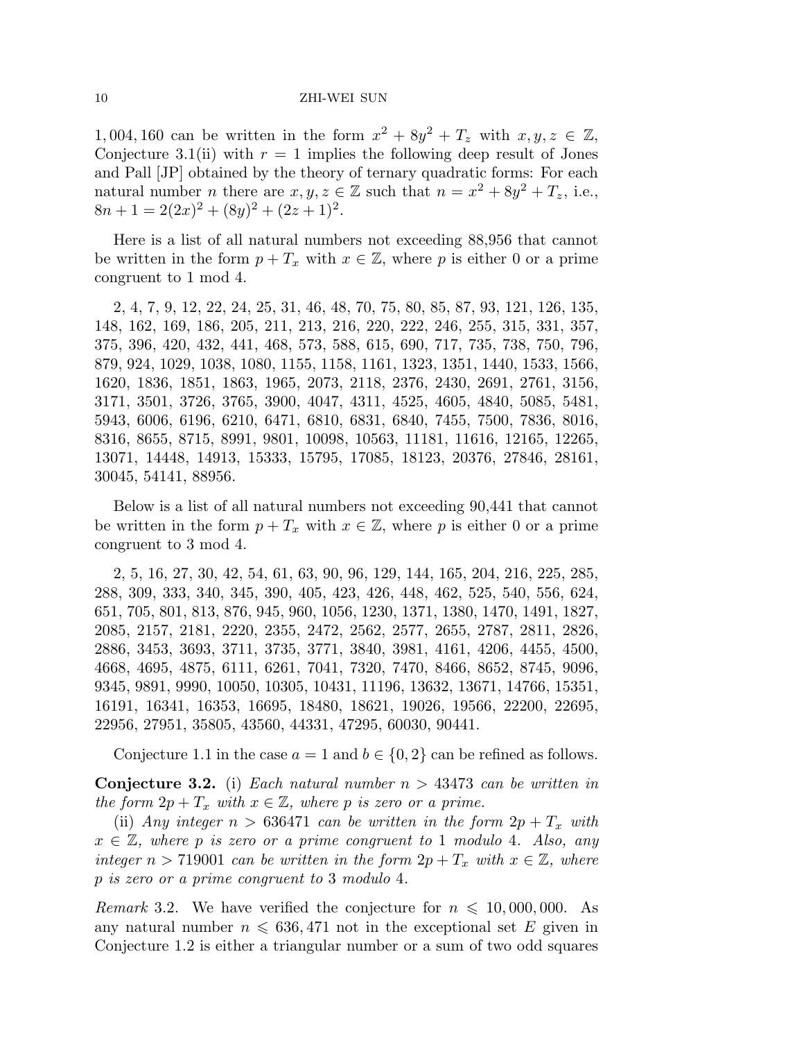1, 004, 160 can be written in the form $x^2 + 8y^2 + T_z$ with $x, y, z \in \mathbb{Z}$, Conjecture 3.1(ii) with $r = 1$ implies the following deep result of Jones and Pall [JP] obtained by the theory of ternary quadratic forms: For each natural number $n$ there are $x, y, z \in \mathbb{Z}$ such that $n = x^2 + 8y^2 + T_z$, i.e., $8n + 1 = 2(2x)^2 + (8y)^2 + (2z + 1)^2$.

Here is a list of all natural numbers not exceeding 88,956 that cannot be written in the form $p + T_x$ with $x \in \mathbb{Z}$, where $p$ is either 0 or a prime congruent to 1 mod 4.

2, 4, 7, 9, 12, 22, 24, 25, 31, 46, 48, 70, 75, 80, 85, 87, 93, 121, 126, 135, 148, 162, 169, 186, 205, 211, 213, 216, 220, 222, 246, 255, 315, 331, 357, 375, 396, 420, 432, 441, 468, 573, 588, 615, 690, 717, 735, 738, 750, 796, 879, 924, 1029, 1038, 1080, 1155, 1158, 1161, 1323, 1351, 1440, 1533, 1566, 1620, 1836, 1851, 1863, 1965, 2073, 2118, 2376, 2430, 2691, 2761, 3156, 3171, 3501, 3726, 3765, 3900, 4047, 4311, 4525, 4605, 4840, 5085, 5481, 5943, 6006, 6196, 6210, 6471, 6810, 6831, 6840, 7455, 7500, 7836, 8016, 8316, 8655, 8715, 8991, 9801, 10098, 10563, 11181, 11616, 12165, 12265, 13071, 14448, 14913, 15333, 15795, 17085, 18123, 20376, 27846, 28161, 30045, 54141, 88956.

Below is a list of all natural numbers not exceeding 90,441 that cannot be written in the form $p + T_x$ with $x \in \mathbb{Z}$, where $p$ is either 0 or a prime congruent to 3 mod 4.

2, 5, 16, 27, 30, 42, 54, 61, 63, 90, 96, 129, 144, 165, 204, 216, 225, 285, 288, 309, 333, 340, 345, 390, 405, 423, 426, 448, 462, 525, 540, 556, 624, 651, 705, 801, 813, 876, 945, 960, 1056, 1230, 1371, 1380, 1470, 1491, 1827, 2085, 2157, 2181, 2220, 2355, 2472, 2562, 2577, 2655, 2787, 2811, 2826, 2886, 3453, 3693, 3711, 3735, 3771, 3840, 3981, 4161, 4206, 4455, 4500, 4668, 4695, 4875, 6111, 6261, 7041, 7320, 7470, 8466, 8652, 8745, 9096, 9345, 9891, 9990, 10050, 10305, 10431, 11196, 13632, 13671, 14766, 15351, 16191, 16341, 16353, 16695, 18480, 18621, 19026, 19566, 22200, 22695, 22956, 27951, 35805, 43560, 44331, 47295, 60030, 90441.

Conjecture 1.1 in the case $a = 1$ and $b \in \{0, 2\}$ can be refined as follows.

**Conjecture 3.2.** (i) *Each natural number $n > 43473$ can be written in the form $2p + T_x$ with $x \in \mathbb{Z}$, where $p$ is zero or a prime.*

(ii) *Any integer $n > 636471$ can be written in the form $2p + T_x$ with $x \in \mathbb{Z}$, where $p$ is zero or a prime congruent to 1 modulo 4. Also, any integer $n > 719001$ can be written in the form $2p + T_x$ with $x \in \mathbb{Z}$, where $p$ is zero or a prime congruent to 3 modulo 4.*

*Remark* 3.2. We have verified the conjecture for $n \leqslant 10,000,000$. As any natural number $n \leqslant 636,471$ not in the exceptional set $E$ given in Conjecture 1.2 is either a triangular number or a sum of two odd squares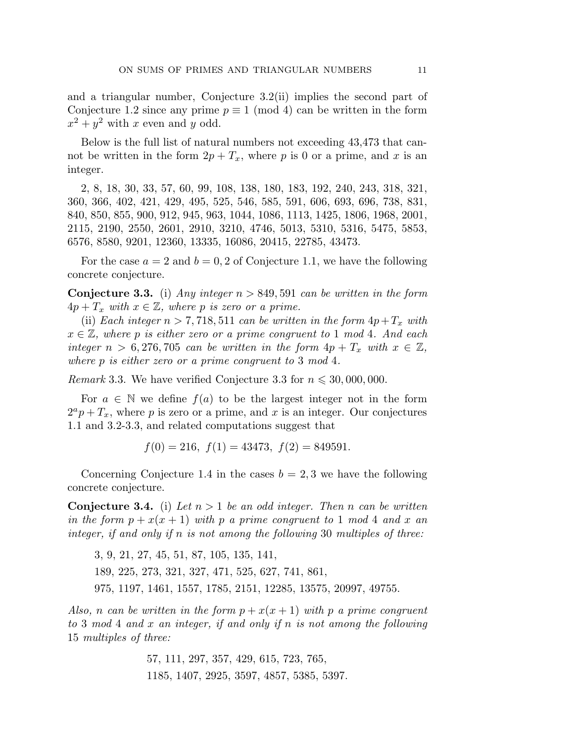and a triangular number, Conjecture 3.2(ii) implies the second part of Conjecture 1.2 since any prime $p \equiv 1 \pmod 4$ can be written in the form $x^2 + y^2$ with $x$ even and $y$ odd.

Below is the full list of natural numbers not exceeding 43,473 that cannot be written in the form $2p + T_x$, where $p$ is 0 or a prime, and $x$ is an integer.

2, 8, 18, 30, 33, 57, 60, 99, 108, 138, 180, 183, 192, 240, 243, 318, 321, 360, 366, 402, 421, 429, 495, 525, 546, 585, 591, 606, 693, 696, 738, 831, 840, 850, 855, 900, 912, 945, 963, 1044, 1086, 1113, 1425, 1806, 1968, 2001, 2115, 2190, 2550, 2601, 2910, 3210, 4746, 5013, 5310, 5316, 5475, 5853, 6576, 8580, 9201, 12360, 13335, 16086, 20415, 22785, 43473.

For the case $a = 2$ and $b = 0, 2$ of Conjecture 1.1, we have the following concrete conjecture.

**Conjecture 3.3.** (i) *Any integer $n > 849,591$ can be written in the form $4p + T_x$ with $x \in \mathbb{Z}$, where $p$ is zero or a prime.*

(ii) *Each integer $n > 7,718,511$ can be written in the form $4p + T_x$ with $x \in \mathbb{Z}$, where $p$ is either zero or a prime congruent to 1 mod 4. And each integer $n > 6,276,705$ can be written in the form $4p + T_x$ with $x \in \mathbb{Z}$, where $p$ is either zero or a prime congruent to 3 mod 4.*

*Remark* 3.3. We have verified Conjecture 3.3 for $n \leqslant 30,000,000$.

For $a \in \mathbb{N}$ we define $f(a)$ to be the largest integer not in the form $2^a p + T_x$, where $p$ is zero or a prime, and $x$ is an integer. Our conjectures 1.1 and 3.2-3.3, and related computations suggest that

$$f(0) = 216,\ f(1) = 43473,\ f(2) = 849591.$$

Concerning Conjecture 1.4 in the cases $b = 2, 3$ we have the following concrete conjecture.

**Conjecture 3.4.** (i) *Let $n > 1$ be an odd integer. Then $n$ can be written in the form $p + x(x+1)$ with $p$ a prime congruent to 1 mod 4 and $x$ an integer, if and only if $n$ is not among the following 30 multiples of three:*

3, 9, 21, 27, 45, 51, 87, 105, 135, 141,
189, 225, 273, 321, 327, 471, 525, 627, 741, 861,
975, 1197, 1461, 1557, 1785, 2151, 12285, 13575, 20997, 49755.

*Also, $n$ can be written in the form $p + x(x+1)$ with $p$ a prime congruent to 3 mod 4 and $x$ an integer, if and only if $n$ is not among the following 15 multiples of three:*

57, 111, 297, 357, 429, 615, 723, 765,
1185, 1407, 2925, 3597, 4857, 5385, 5397.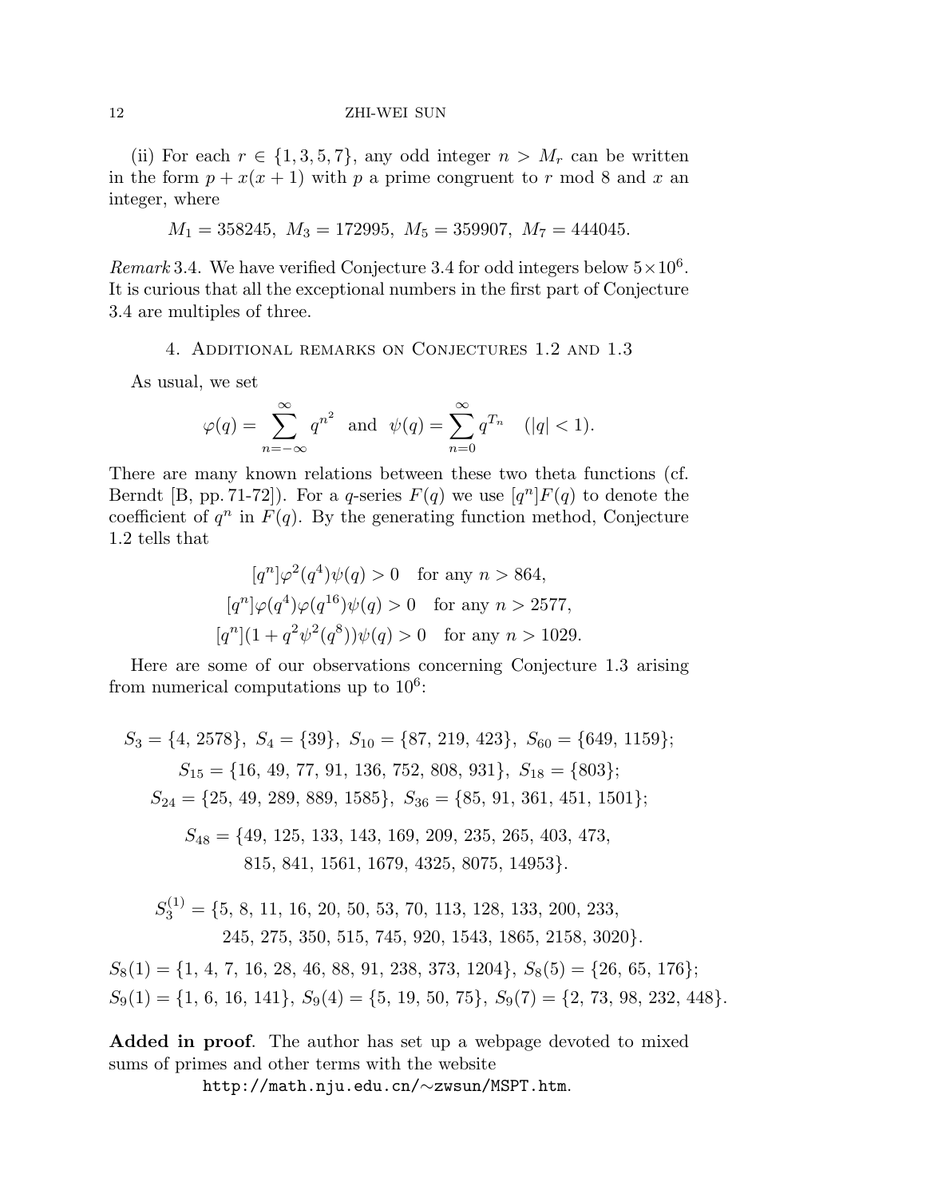(ii) For each $r \in \{1, 3, 5, 7\}$, any odd integer $n > M_r$ can be written in the form $p + x(x+1)$ with $p$ a prime congruent to $r$ mod 8 and $x$ an integer, where

$$M_1 = 358245,\ M_3 = 172995,\ M_5 = 359907,\ M_7 = 444045.$$

*Remark* 3.4. We have verified Conjecture 3.4 for odd integers below $5 \times 10^6$. It is curious that all the exceptional numbers in the first part of Conjecture 3.4 are multiples of three.

## 4. Additional remarks on Conjectures 1.2 and 1.3

As usual, we set

$$\varphi(q) = \sum_{n=-\infty}^{\infty} q^{n^2} \quad \text{and} \quad \psi(q) = \sum_{n=0}^{\infty} q^{T_n} \quad (|q| < 1).$$

There are many known relations between these two theta functions (cf. Berndt [B, pp. 71-72]). For a $q$-series $F(q)$ we use $[q^n]F(q)$ to denote the coefficient of $q^n$ in $F(q)$. By the generating function method, Conjecture 1.2 tells that

$$[q^n]\varphi^2(q^4)\psi(q) > 0 \quad \text{for any } n > 864,$$
$$[q^n]\varphi(q^4)\varphi(q^{16})\psi(q) > 0 \quad \text{for any } n > 2577,$$
$$[q^n](1 + q^2\psi^2(q^8))\psi(q) > 0 \quad \text{for any } n > 1029.$$

Here are some of our observations concerning Conjecture 1.3 arising from numerical computations up to $10^6$:

$$S_3 = \{4,\ 2578\},\ S_4 = \{39\},\ S_{10} = \{87,\ 219,\ 423\},\ S_{60} = \{649,\ 1159\};$$
$$S_{15} = \{16,\ 49,\ 77,\ 91,\ 136,\ 752,\ 808,\ 931\},\ S_{18} = \{803\};$$
$$S_{24} = \{25,\ 49,\ 289,\ 889,\ 1585\},\ S_{36} = \{85,\ 91,\ 361,\ 451,\ 1501\};$$
$$S_{48} = \{49,\ 125,\ 133,\ 143,\ 169,\ 209,\ 235,\ 265,\ 403,\ 473,\ 815,\ 841,\ 1561,\ 1679,\ 4325,\ 8075,\ 14953\}.$$

$$S_3^{(1)} = \{5,\ 8,\ 11,\ 16,\ 20,\ 50,\ 53,\ 70,\ 113,\ 128,\ 133,\ 200,\ 233,\ 245,\ 275,\ 350,\ 515,\ 745,\ 920,\ 1543,\ 1865,\ 2158,\ 3020\}.$$

$$S_8(1) = \{1,\ 4,\ 7,\ 16,\ 28,\ 46,\ 88,\ 91,\ 238,\ 373,\ 1204\},\ S_8(5) = \{26,\ 65,\ 176\};$$
$$S_9(1) = \{1,\ 6,\ 16,\ 141\},\ S_9(4) = \{5,\ 19,\ 50,\ 75\},\ S_9(7) = \{2,\ 73,\ 98,\ 232,\ 448\}.$$

**Added in proof**. The author has set up a webpage devoted to mixed sums of primes and other terms with the website

http://math.nju.edu.cn/∼zwsun/MSPT.htm.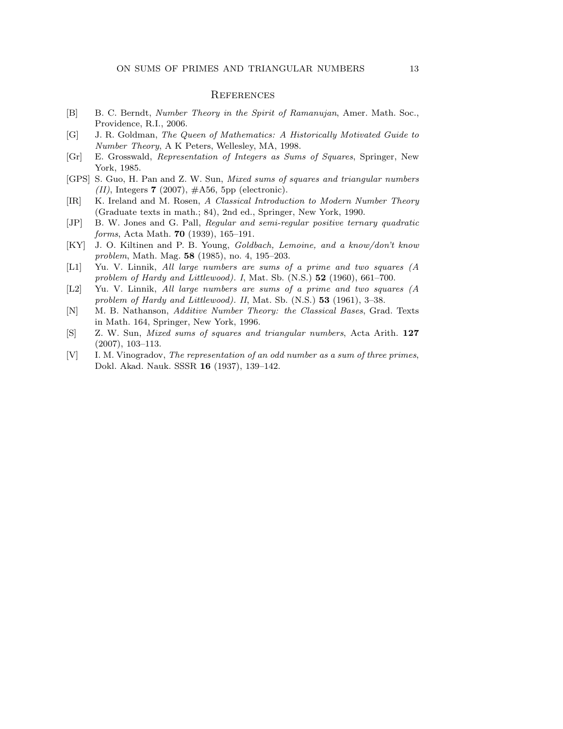## References

[B] B. C. Berndt, *Number Theory in the Spirit of Ramanujan*, Amer. Math. Soc., Providence, R.I., 2006.

[G] J. R. Goldman, *The Queen of Mathematics: A Historically Motivated Guide to Number Theory*, A K Peters, Wellesley, MA, 1998.

[Gr] E. Grosswald, *Representation of Integers as Sums of Squares*, Springer, New York, 1985.

[GPS] S. Guo, H. Pan and Z. W. Sun, *Mixed sums of squares and triangular numbers (II)*, Integers **7** (2007), #A56, 5pp (electronic).

[IR] K. Ireland and M. Rosen, *A Classical Introduction to Modern Number Theory* (Graduate texts in math.; 84), 2nd ed., Springer, New York, 1990.

[JP] B. W. Jones and G. Pall, *Regular and semi-regular positive ternary quadratic forms*, Acta Math. **70** (1939), 165–191.

[KY] J. O. Kiltinen and P. B. Young, *Goldbach, Lemoine, and a know/don't know problem*, Math. Mag. **58** (1985), no. 4, 195–203.

[L1] Yu. V. Linnik, *All large numbers are sums of a prime and two squares (A problem of Hardy and Littlewood). I*, Mat. Sb. (N.S.) **52** (1960), 661–700.

[L2] Yu. V. Linnik, *All large numbers are sums of a prime and two squares (A problem of Hardy and Littlewood). II*, Mat. Sb. (N.S.) **53** (1961), 3–38.

[N] M. B. Nathanson, *Additive Number Theory: the Classical Bases*, Grad. Texts in Math. 164, Springer, New York, 1996.

[S] Z. W. Sun, *Mixed sums of squares and triangular numbers*, Acta Arith. **127** (2007), 103–113.

[V] I. M. Vinogradov, *The representation of an odd number as a sum of three primes*, Dokl. Akad. Nauk. SSSR **16** (1937), 139–142.